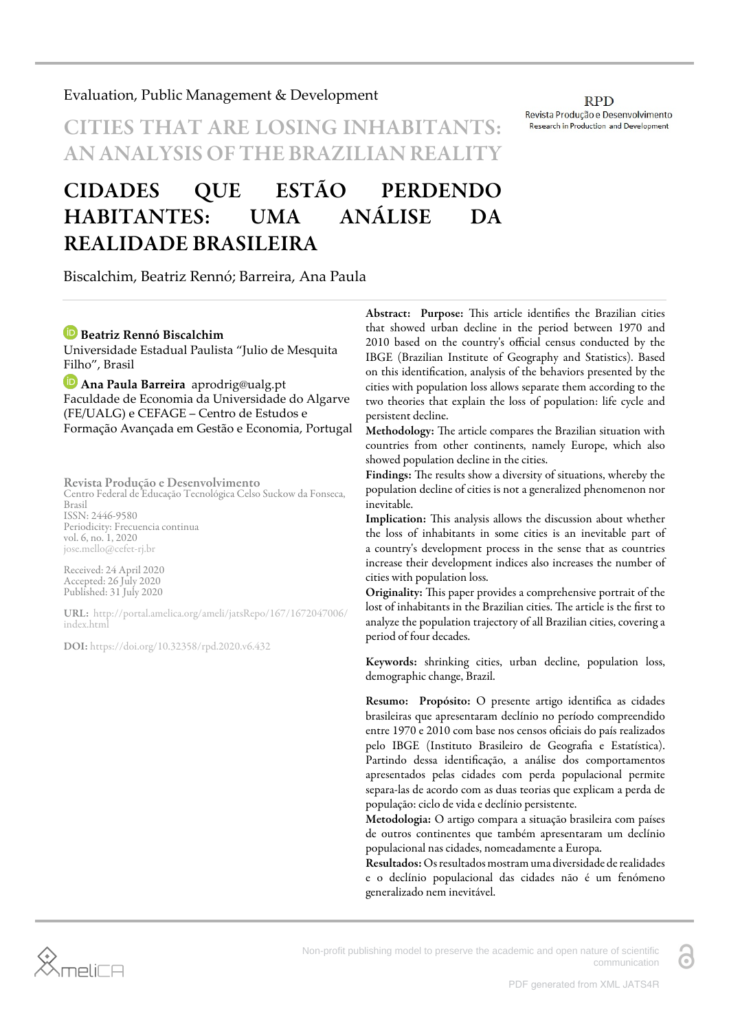Evaluation, Public Management & Development

# CITIES THAT ARE LOSING INHABITANTS: AN ANALYSIS OF THE BRAZILIAN REALITY

# CIDADES QUE ESTÃO PERDENDO HABITANTES: UMA ANÁLISE DA REALIDADE BRASILEIRA

Biscalchim, Beatriz Rennó; Barreira, Ana Paula

**Beatriz Rennó Biscalchim**
Universidade Estadual Paulista "Julio de Mesquita Filho", Brasil

**Ana Paula Barreira** aprodrig@ualg.pt
Faculdade de Economia da Universidade do Algarve (FE/UALG) e CEFAGE – Centro de Estudos e Formação Avançada em Gestão e Economia, Portugal

**Revista Produção e Desenvolvimento**
Centro Federal de Educação Tecnológica Celso Suckow da Fonseca, Brasil
ISSN: 2446-9580
Periodicity: Frecuencia continua
vol. 6, no. 1, 2020
jose.mello@cefet-rj.br

Received: 24 April 2020
Accepted: 26 July 2020
Published: 31 July 2020

**URL:** http://portal.amelica.org/ameli/jatsRepo/167/1672047006/index.html

**DOI:** https://doi.org/10.32358/rpd.2020.v6.432

**Abstract: Purpose:** This article identifies the Brazilian cities that showed urban decline in the period between 1970 and 2010 based on the country's official census conducted by the IBGE (Brazilian Institute of Geography and Statistics). Based on this identification, analysis of the behaviors presented by the cities with population loss allows separate them according to the two theories that explain the loss of population: life cycle and persistent decline.

**Methodology:** The article compares the Brazilian situation with countries from other continents, namely Europe, which also showed population decline in the cities.

**Findings:** The results show a diversity of situations, whereby the population decline of cities is not a generalized phenomenon nor inevitable.

**Implication:** This analysis allows the discussion about whether the loss of inhabitants in some cities is an inevitable part of a country's development process in the sense that as countries increase their development indices also increases the number of cities with population loss.

**Originality:** This paper provides a comprehensive portrait of the lost of inhabitants in the Brazilian cities. The article is the first to analyze the population trajectory of all Brazilian cities, covering a period of four decades.

**Keywords:** shrinking cities, urban decline, population loss, demographic change, Brazil.

**Resumo: Propósito:** O presente artigo identifica as cidades brasileiras que apresentaram declínio no período compreendido entre 1970 e 2010 com base nos censos oficiais do país realizados pelo IBGE (Instituto Brasileiro de Geografia e Estatística). Partindo dessa identificação, a análise dos comportamentos apresentados pelas cidades com perda populacional permite separa-las de acordo com as duas teorias que explicam a perda de população: ciclo de vida e declínio persistente.

**Metodologia:** O artigo compara a situação brasileira com países de outros continentes que também apresentaram um declínio populacional nas cidades, nomeadamente a Europa.

**Resultados:** Os resultados mostram uma diversidade de realidades e o declínio populacional das cidades não é um fenómeno generalizado nem inevitável.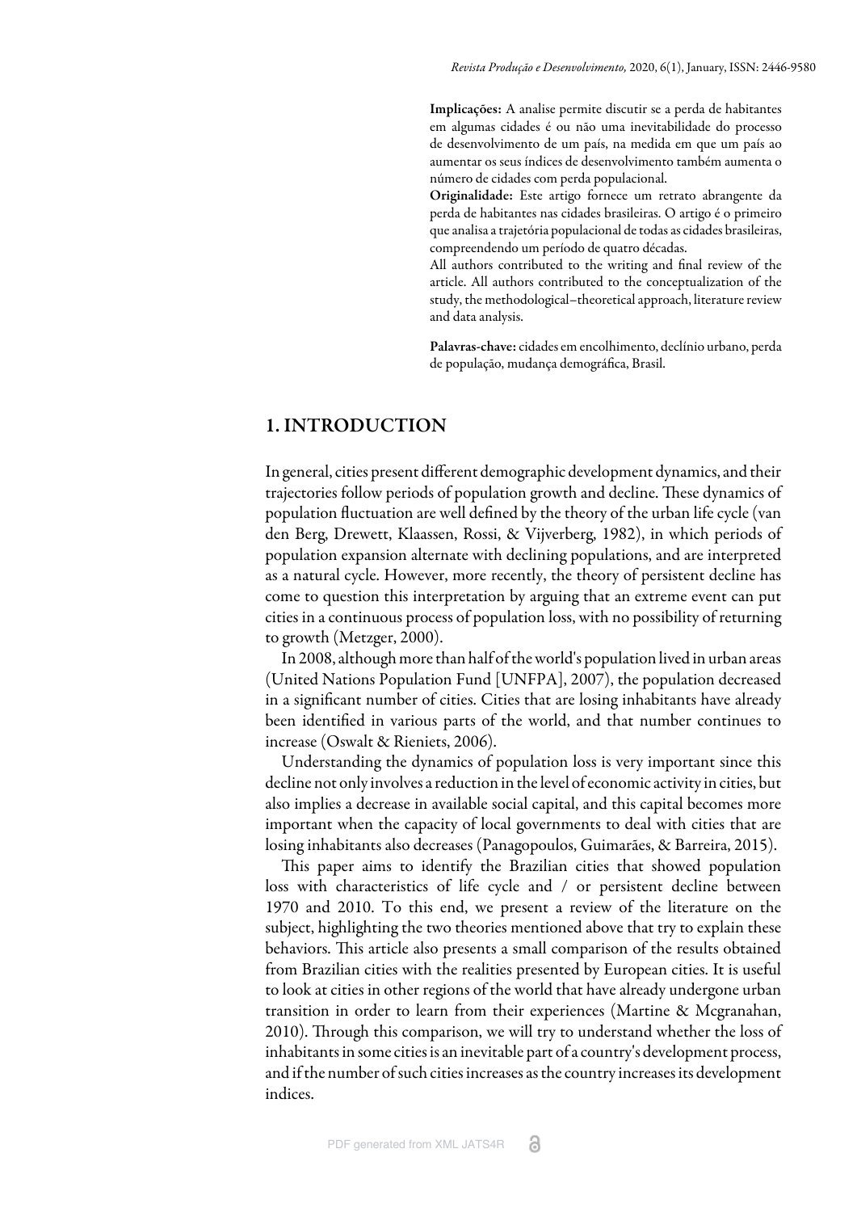**Implicações:** A analise permite discutir se a perda de habitantes em algumas cidades é ou não uma inevitabilidade do processo de desenvolvimento de um país, na medida em que um país ao aumentar os seus índices de desenvolvimento também aumenta o número de cidades com perda populacional.

**Originalidade:** Este artigo fornece um retrato abrangente da perda de habitantes nas cidades brasileiras. O artigo é o primeiro que analisa a trajetória populacional de todas as cidades brasileiras, compreendendo um período de quatro décadas.

All authors contributed to the writing and final review of the article. All authors contributed to the conceptualization of the study, the methodological–theoretical approach, literature review and data analysis.

**Palavras-chave:** cidades em encolhimento, declínio urbano, perda de população, mudança demográfica, Brasil.

## 1. INTRODUCTION

In general, cities present different demographic development dynamics, and their trajectories follow periods of population growth and decline. These dynamics of population fluctuation are well defined by the theory of the urban life cycle (van den Berg, Drewett, Klaassen, Rossi, & Vijverberg, 1982), in which periods of population expansion alternate with declining populations, and are interpreted as a natural cycle. However, more recently, the theory of persistent decline has come to question this interpretation by arguing that an extreme event can put cities in a continuous process of population loss, with no possibility of returning to growth (Metzger, 2000).

In 2008, although more than half of the world's population lived in urban areas (United Nations Population Fund [UNFPA], 2007), the population decreased in a significant number of cities. Cities that are losing inhabitants have already been identified in various parts of the world, and that number continues to increase (Oswalt & Rieniets, 2006).

Understanding the dynamics of population loss is very important since this decline not only involves a reduction in the level of economic activity in cities, but also implies a decrease in available social capital, and this capital becomes more important when the capacity of local governments to deal with cities that are losing inhabitants also decreases (Panagopoulos, Guimarães, & Barreira, 2015).

This paper aims to identify the Brazilian cities that showed population loss with characteristics of life cycle and / or persistent decline between 1970 and 2010. To this end, we present a review of the literature on the subject, highlighting the two theories mentioned above that try to explain these behaviors. This article also presents a small comparison of the results obtained from Brazilian cities with the realities presented by European cities. It is useful to look at cities in other regions of the world that have already undergone urban transition in order to learn from their experiences (Martine & Mcgranahan, 2010). Through this comparison, we will try to understand whether the loss of inhabitants in some cities is an inevitable part of a country's development process, and if the number of such cities increases as the country increases its development indices.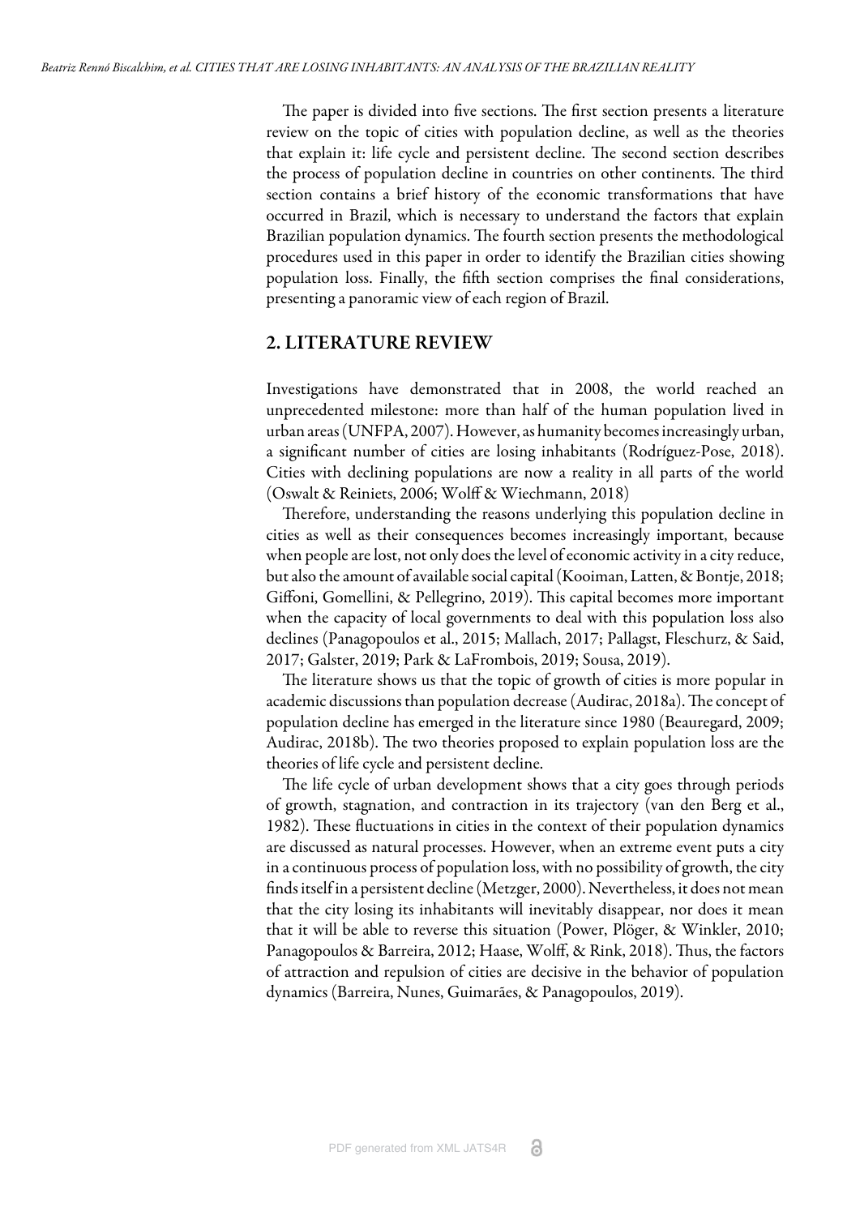The paper is divided into five sections. The first section presents a literature review on the topic of cities with population decline, as well as the theories that explain it: life cycle and persistent decline. The second section describes the process of population decline in countries on other continents. The third section contains a brief history of the economic transformations that have occurred in Brazil, which is necessary to understand the factors that explain Brazilian population dynamics. The fourth section presents the methodological procedures used in this paper in order to identify the Brazilian cities showing population loss. Finally, the fifth section comprises the final considerations, presenting a panoramic view of each region of Brazil.

## 2. LITERATURE REVIEW

Investigations have demonstrated that in 2008, the world reached an unprecedented milestone: more than half of the human population lived in urban areas (UNFPA, 2007). However, as humanity becomes increasingly urban, a significant number of cities are losing inhabitants (Rodríguez-Pose, 2018). Cities with declining populations are now a reality in all parts of the world (Oswalt & Reiniets, 2006; Wolff & Wiechmann, 2018)

Therefore, understanding the reasons underlying this population decline in cities as well as their consequences becomes increasingly important, because when people are lost, not only does the level of economic activity in a city reduce, but also the amount of available social capital (Kooiman, Latten, & Bontje, 2018; Giffoni, Gomellini, & Pellegrino, 2019). This capital becomes more important when the capacity of local governments to deal with this population loss also declines (Panagopoulos et al., 2015; Mallach, 2017; Pallagst, Fleschurz, & Said, 2017; Galster, 2019; Park & LaFrombois, 2019; Sousa, 2019).

The literature shows us that the topic of growth of cities is more popular in academic discussions than population decrease (Audirac, 2018a). The concept of population decline has emerged in the literature since 1980 (Beauregard, 2009; Audirac, 2018b). The two theories proposed to explain population loss are the theories of life cycle and persistent decline.

The life cycle of urban development shows that a city goes through periods of growth, stagnation, and contraction in its trajectory (van den Berg et al., 1982). These fluctuations in cities in the context of their population dynamics are discussed as natural processes. However, when an extreme event puts a city in a continuous process of population loss, with no possibility of growth, the city finds itself in a persistent decline (Metzger, 2000). Nevertheless, it does not mean that the city losing its inhabitants will inevitably disappear, nor does it mean that it will be able to reverse this situation (Power, Plöger, & Winkler, 2010; Panagopoulos & Barreira, 2012; Haase, Wolff, & Rink, 2018). Thus, the factors of attraction and repulsion of cities are decisive in the behavior of population dynamics (Barreira, Nunes, Guimarães, & Panagopoulos, 2019).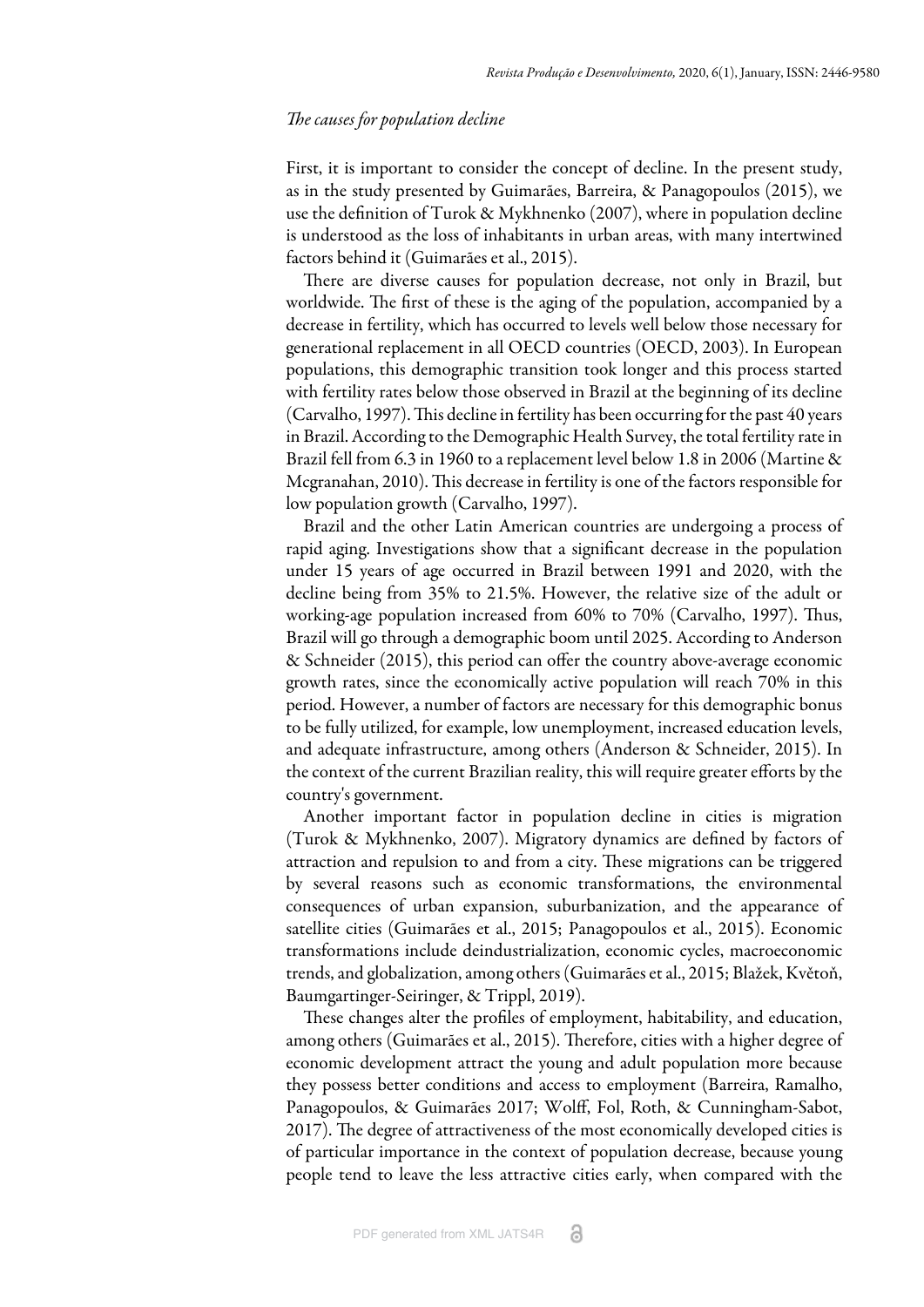*The causes for population decline*

First, it is important to consider the concept of decline. In the present study, as in the study presented by Guimarães, Barreira, & Panagopoulos (2015), we use the definition of Turok & Mykhnenko (2007), where in population decline is understood as the loss of inhabitants in urban areas, with many intertwined factors behind it (Guimarães et al., 2015).

There are diverse causes for population decrease, not only in Brazil, but worldwide. The first of these is the aging of the population, accompanied by a decrease in fertility, which has occurred to levels well below those necessary for generational replacement in all OECD countries (OECD, 2003). In European populations, this demographic transition took longer and this process started with fertility rates below those observed in Brazil at the beginning of its decline (Carvalho, 1997). This decline in fertility has been occurring for the past 40 years in Brazil. According to the Demographic Health Survey, the total fertility rate in Brazil fell from 6.3 in 1960 to a replacement level below 1.8 in 2006 (Martine & Mcgranahan, 2010). This decrease in fertility is one of the factors responsible for low population growth (Carvalho, 1997).

Brazil and the other Latin American countries are undergoing a process of rapid aging. Investigations show that a significant decrease in the population under 15 years of age occurred in Brazil between 1991 and 2020, with the decline being from 35% to 21.5%. However, the relative size of the adult or working-age population increased from 60% to 70% (Carvalho, 1997). Thus, Brazil will go through a demographic boom until 2025. According to Anderson & Schneider (2015), this period can offer the country above-average economic growth rates, since the economically active population will reach 70% in this period. However, a number of factors are necessary for this demographic bonus to be fully utilized, for example, low unemployment, increased education levels, and adequate infrastructure, among others (Anderson & Schneider, 2015). In the context of the current Brazilian reality, this will require greater efforts by the country's government.

Another important factor in population decline in cities is migration (Turok & Mykhnenko, 2007). Migratory dynamics are defined by factors of attraction and repulsion to and from a city. These migrations can be triggered by several reasons such as economic transformations, the environmental consequences of urban expansion, suburbanization, and the appearance of satellite cities (Guimarães et al., 2015; Panagopoulos et al., 2015). Economic transformations include deindustrialization, economic cycles, macroeconomic trends, and globalization, among others (Guimarães et al., 2015; Blažek, Květoň, Baumgartinger-Seiringer, & Trippl, 2019).

These changes alter the profiles of employment, habitability, and education, among others (Guimarães et al., 2015). Therefore, cities with a higher degree of economic development attract the young and adult population more because they possess better conditions and access to employment (Barreira, Ramalho, Panagopoulos, & Guimarães 2017; Wolff, Fol, Roth, & Cunningham-Sabot, 2017). The degree of attractiveness of the most economically developed cities is of particular importance in the context of population decrease, because young people tend to leave the less attractive cities early, when compared with the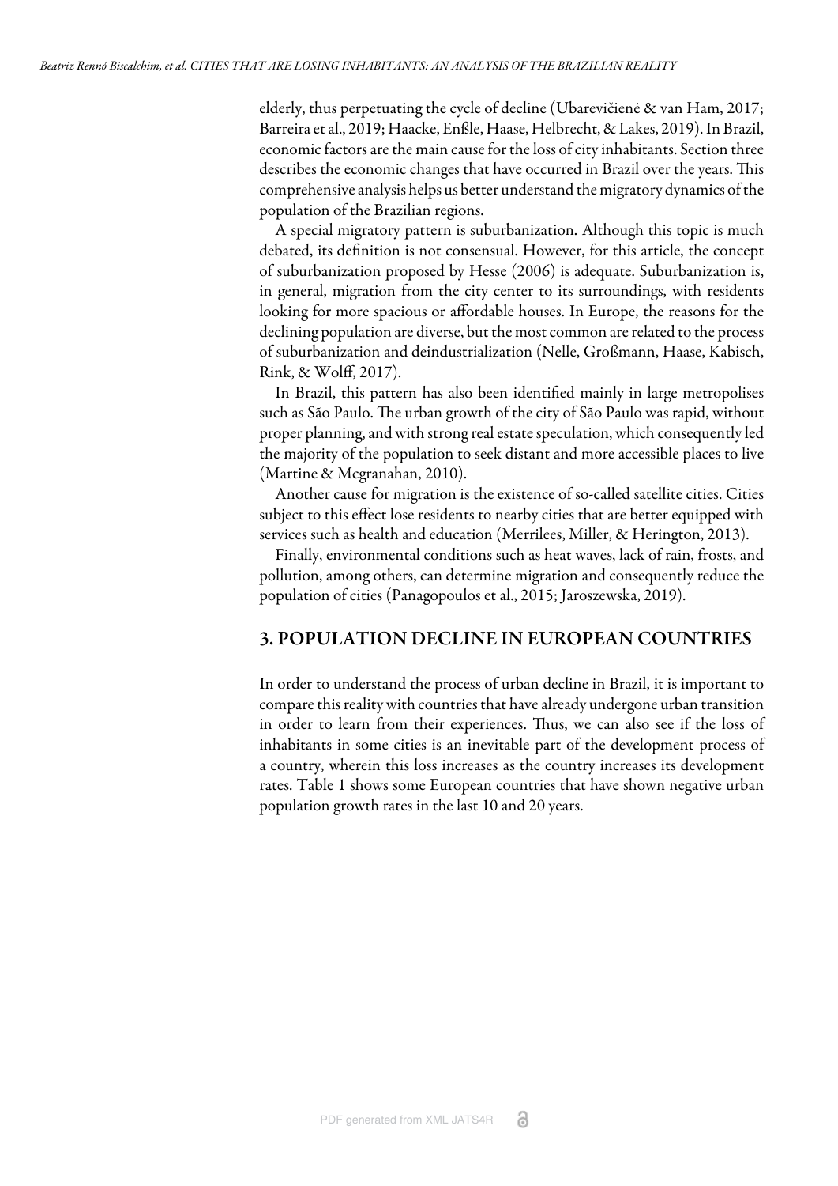elderly, thus perpetuating the cycle of decline (Ubarevičienė & van Ham, 2017; Barreira et al., 2019; Haacke, Enßle, Haase, Helbrecht, & Lakes, 2019). In Brazil, economic factors are the main cause for the loss of city inhabitants. Section three describes the economic changes that have occurred in Brazil over the years. This comprehensive analysis helps us better understand the migratory dynamics of the population of the Brazilian regions.

A special migratory pattern is suburbanization. Although this topic is much debated, its definition is not consensual. However, for this article, the concept of suburbanization proposed by Hesse (2006) is adequate. Suburbanization is, in general, migration from the city center to its surroundings, with residents looking for more spacious or affordable houses. In Europe, the reasons for the declining population are diverse, but the most common are related to the process of suburbanization and deindustrialization (Nelle, Großmann, Haase, Kabisch, Rink, & Wolff, 2017).

In Brazil, this pattern has also been identified mainly in large metropolises such as São Paulo. The urban growth of the city of São Paulo was rapid, without proper planning, and with strong real estate speculation, which consequently led the majority of the population to seek distant and more accessible places to live (Martine & Mcgranahan, 2010).

Another cause for migration is the existence of so-called satellite cities. Cities subject to this effect lose residents to nearby cities that are better equipped with services such as health and education (Merrilees, Miller, & Herington, 2013).

Finally, environmental conditions such as heat waves, lack of rain, frosts, and pollution, among others, can determine migration and consequently reduce the population of cities (Panagopoulos et al., 2015; Jaroszewska, 2019).

## 3. POPULATION DECLINE IN EUROPEAN COUNTRIES

In order to understand the process of urban decline in Brazil, it is important to compare this reality with countries that have already undergone urban transition in order to learn from their experiences. Thus, we can also see if the loss of inhabitants in some cities is an inevitable part of the development process of a country, wherein this loss increases as the country increases its development rates. Table 1 shows some European countries that have shown negative urban population growth rates in the last 10 and 20 years.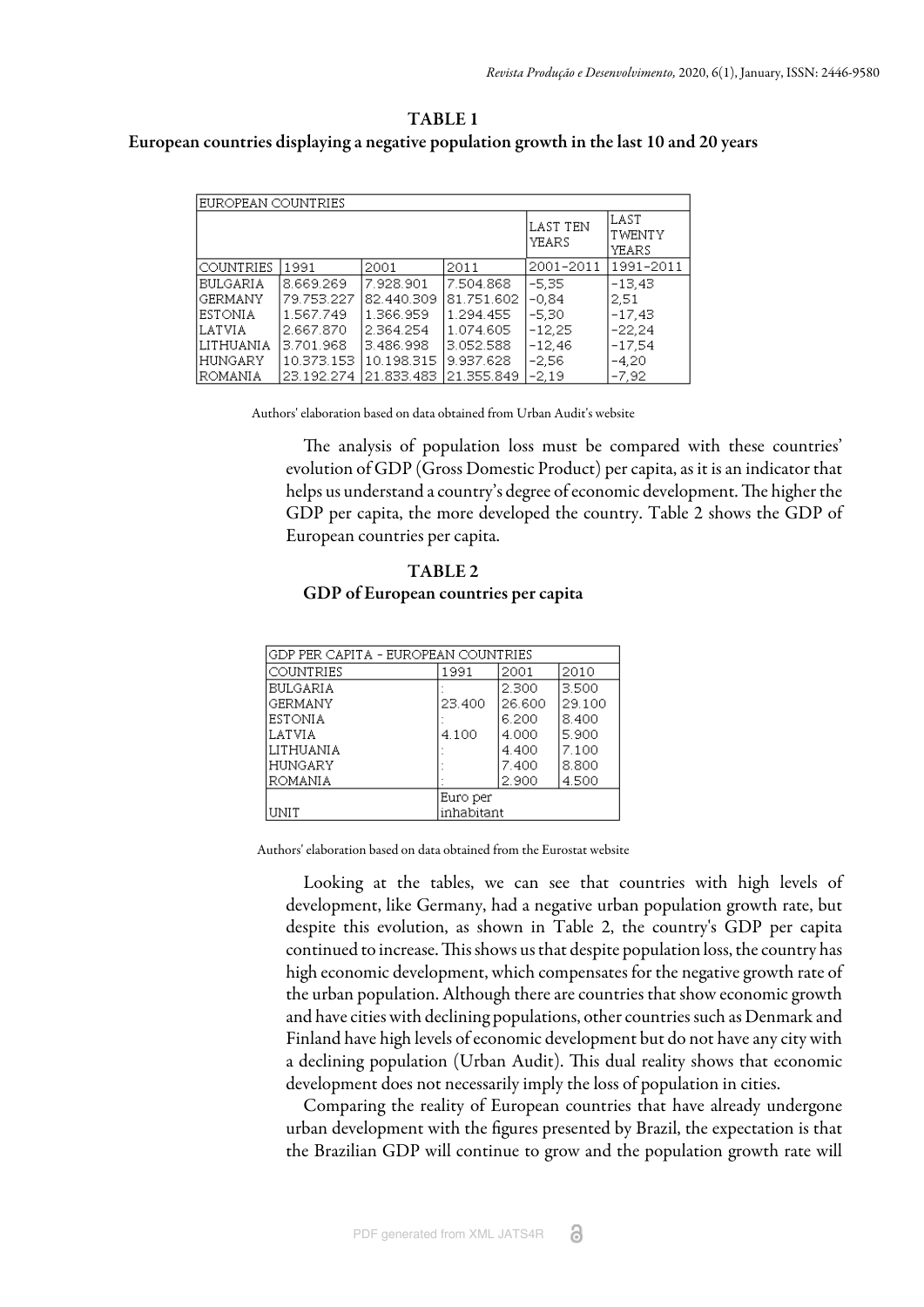**TABLE 1**

**European countries displaying a negative population growth in the last 10 and 20 years**

| EUROPEAN COUNTRIES | | | | | |
|---|---|---|---|---|---|
| | | | | LAST TEN YEARS | LAST TWENTY YEARS |
| COUNTRIES | 1991 | 2001 | 2011 | 2001-2011 | 1991-2011 |
| BULGARIA | 8.669.269 | 7.928.901 | 7.504.868 | -5,35 | -13,43 |
| GERMANY | 79.753.227 | 82.440.309 | 81.751.602 | -0,84 | 2,51 |
| ESTONIA | 1.567.749 | 1.366.959 | 1.294.455 | -5,30 | -17,43 |
| LATVIA | 2.667.870 | 2.364.254 | 1.074.605 | -12,25 | -22,24 |
| LITHUANIA | 3.701.968 | 3.486.998 | 3.052.588 | -12,46 | -17,54 |
| HUNGARY | 10.373.153 | 10.198.315 | 9.937.628 | -2,56 | -4,20 |
| ROMANIA | 23.192.274 | 21.833.483 | 21.355.849 | -2,19 | -7,92 |

Authors' elaboration based on data obtained from Urban Audit's website

The analysis of population loss must be compared with these countries' evolution of GDP (Gross Domestic Product) per capita, as it is an indicator that helps us understand a country's degree of economic development. The higher the GDP per capita, the more developed the country. Table 2 shows the GDP of European countries per capita.

**TABLE 2**

**GDP of European countries per capita**

| GDP PER CAPITA - EUROPEAN COUNTRIES | | | |
|---|---|---|---|
| COUNTRIES | 1991 | 2001 | 2010 |
| BULGARIA | : | 2.300 | 3.500 |
| GERMANY | 23.400 | 26.600 | 29.100 |
| ESTONIA | : | 6.200 | 8.400 |
| LATVIA | 4.100 | 4.000 | 5.900 |
| LITHUANIA | : | 4.400 | 7.100 |
| HUNGARY | : | 7.400 | 8.800 |
| ROMANIA | : | 2.900 | 4.500 |
| UNIT | Euro per inhabitant | | |

Authors' elaboration based on data obtained from the Eurostat website

Looking at the tables, we can see that countries with high levels of development, like Germany, had a negative urban population growth rate, but despite this evolution, as shown in Table 2, the country's GDP per capita continued to increase. This shows us that despite population loss, the country has high economic development, which compensates for the negative growth rate of the urban population. Although there are countries that show economic growth and have cities with declining populations, other countries such as Denmark and Finland have high levels of economic development but do not have any city with a declining population (Urban Audit). This dual reality shows that economic development does not necessarily imply the loss of population in cities.

Comparing the reality of European countries that have already undergone urban development with the figures presented by Brazil, the expectation is that the Brazilian GDP will continue to grow and the population growth rate will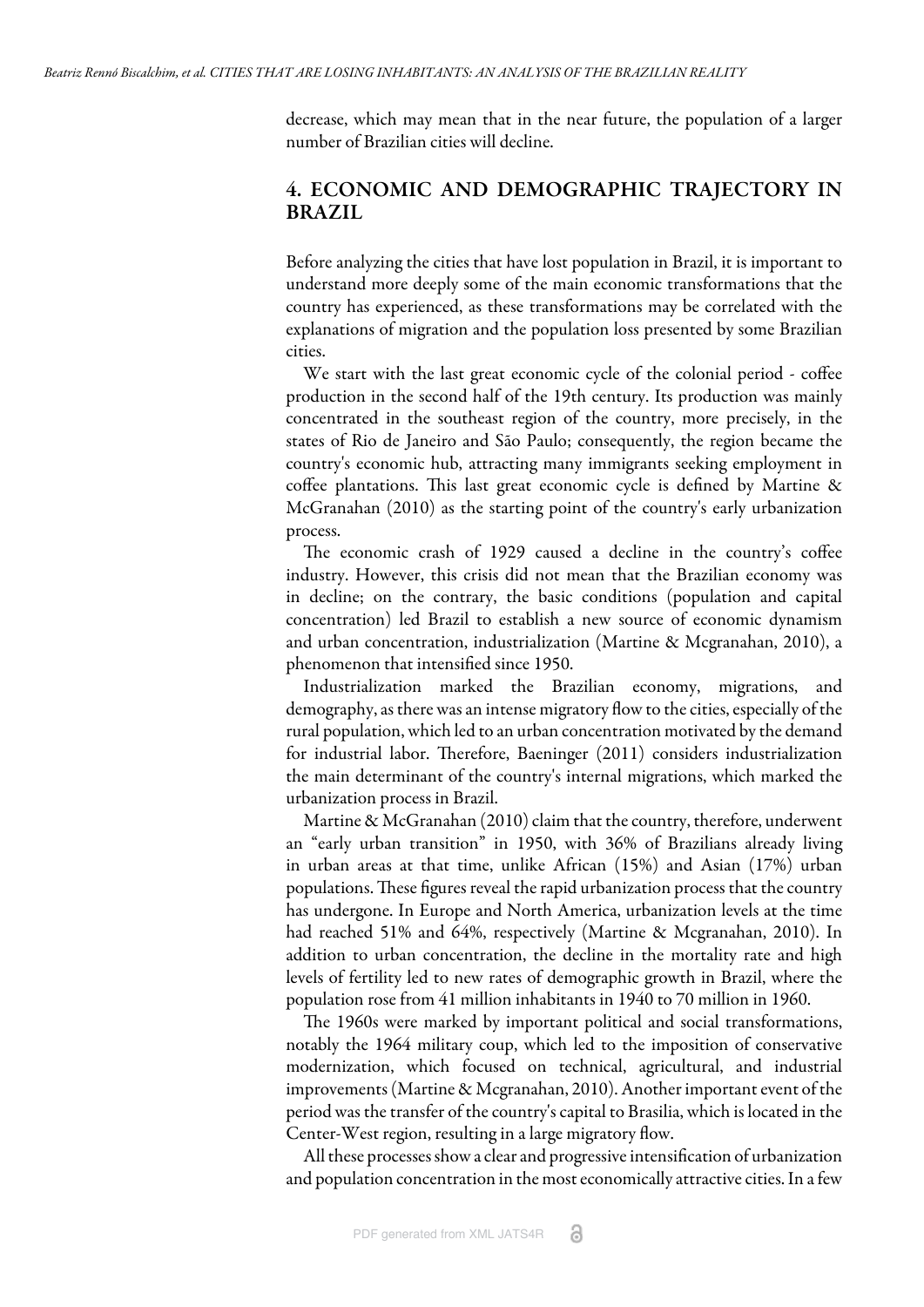decrease, which may mean that in the near future, the population of a larger number of Brazilian cities will decline.

## 4. ECONOMIC AND DEMOGRAPHIC TRAJECTORY IN BRAZIL

Before analyzing the cities that have lost population in Brazil, it is important to understand more deeply some of the main economic transformations that the country has experienced, as these transformations may be correlated with the explanations of migration and the population loss presented by some Brazilian cities.

We start with the last great economic cycle of the colonial period - coffee production in the second half of the 19th century. Its production was mainly concentrated in the southeast region of the country, more precisely, in the states of Rio de Janeiro and São Paulo; consequently, the region became the country's economic hub, attracting many immigrants seeking employment in coffee plantations. This last great economic cycle is defined by Martine & McGranahan (2010) as the starting point of the country's early urbanization process.

The economic crash of 1929 caused a decline in the country's coffee industry. However, this crisis did not mean that the Brazilian economy was in decline; on the contrary, the basic conditions (population and capital concentration) led Brazil to establish a new source of economic dynamism and urban concentration, industrialization (Martine & Mcgranahan, 2010), a phenomenon that intensified since 1950.

Industrialization marked the Brazilian economy, migrations, and demography, as there was an intense migratory flow to the cities, especially of the rural population, which led to an urban concentration motivated by the demand for industrial labor. Therefore, Baeninger (2011) considers industrialization the main determinant of the country's internal migrations, which marked the urbanization process in Brazil.

Martine & McGranahan (2010) claim that the country, therefore, underwent an "early urban transition" in 1950, with 36% of Brazilians already living in urban areas at that time, unlike African (15%) and Asian (17%) urban populations. These figures reveal the rapid urbanization process that the country has undergone. In Europe and North America, urbanization levels at the time had reached 51% and 64%, respectively (Martine & Mcgranahan, 2010). In addition to urban concentration, the decline in the mortality rate and high levels of fertility led to new rates of demographic growth in Brazil, where the population rose from 41 million inhabitants in 1940 to 70 million in 1960.

The 1960s were marked by important political and social transformations, notably the 1964 military coup, which led to the imposition of conservative modernization, which focused on technical, agricultural, and industrial improvements (Martine & Mcgranahan, 2010). Another important event of the period was the transfer of the country's capital to Brasilia, which is located in the Center-West region, resulting in a large migratory flow.

All these processes show a clear and progressive intensification of urbanization and population concentration in the most economically attractive cities. In a few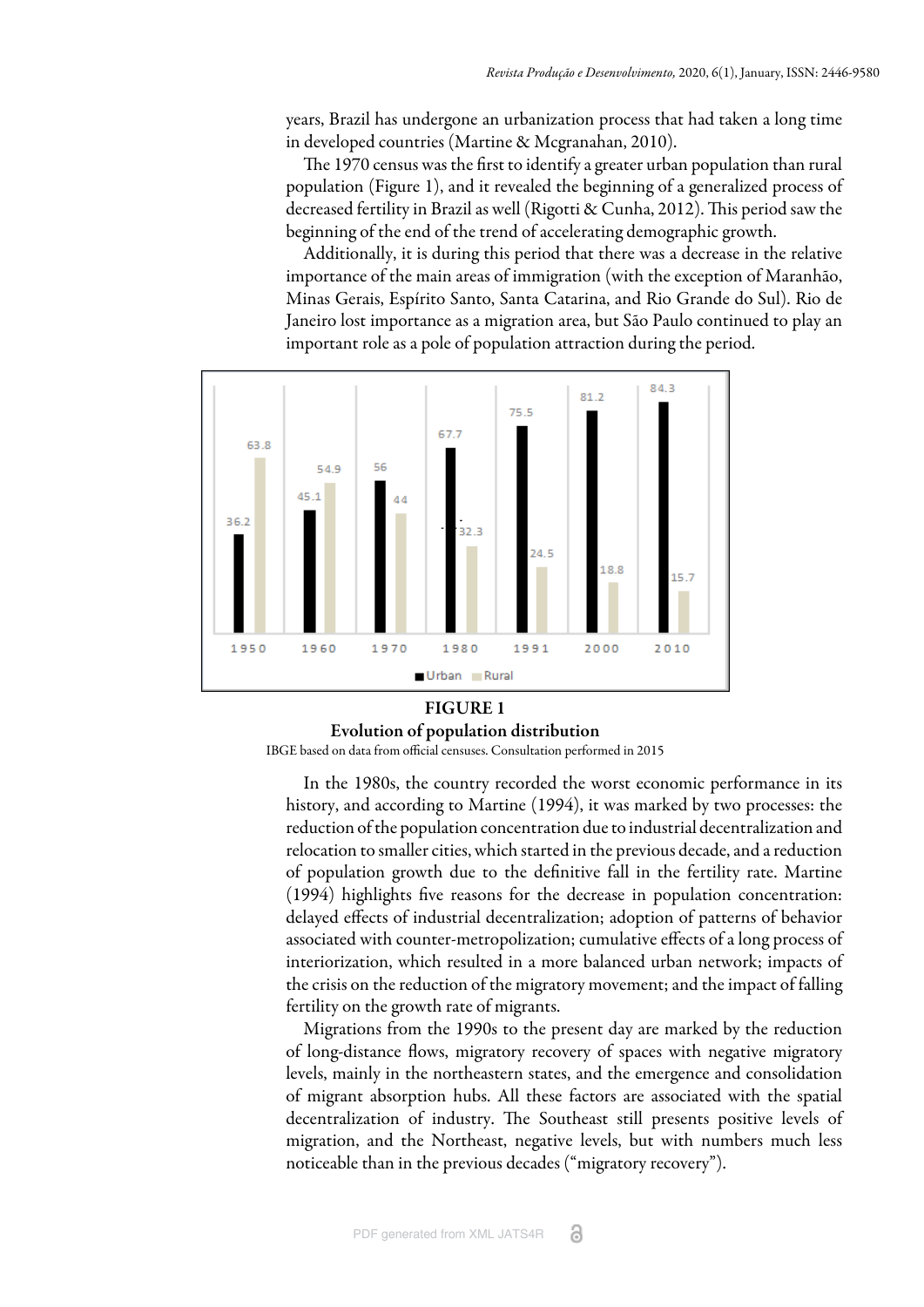years, Brazil has undergone an urbanization process that had taken a long time in developed countries (Martine & Mcgranahan, 2010).

The 1970 census was the first to identify a greater urban population than rural population (Figure 1), and it revealed the beginning of a generalized process of decreased fertility in Brazil as well (Rigotti & Cunha, 2012). This period saw the beginning of the end of the trend of accelerating demographic growth.

Additionally, it is during this period that there was a decrease in the relative importance of the main areas of immigration (with the exception of Maranhão, Minas Gerais, Espírito Santo, Santa Catarina, and Rio Grande do Sul). Rio de Janeiro lost importance as a migration area, but São Paulo continued to play an important role as a pole of population attraction during the period.

| | 1950 | 1960 | 1970 | 1980 | 1991 | 2000 | 2010 |
|---|---|---|---|---|---|---|---|
| Urban | 36.2 | 45.1 | 56 | 67.7 | 75.5 | 81.2 | 84.3 |
| Rural | 63.8 | 54.9 | 44 | 32.3 | 24.5 | 18.8 | 15.7 |

**FIGURE 1**

**Evolution of population distribution**

IBGE based on data from official censuses. Consultation performed in 2015

In the 1980s, the country recorded the worst economic performance in its history, and according to Martine (1994), it was marked by two processes: the reduction of the population concentration due to industrial decentralization and relocation to smaller cities, which started in the previous decade, and a reduction of population growth due to the definitive fall in the fertility rate. Martine (1994) highlights five reasons for the decrease in population concentration: delayed effects of industrial decentralization; adoption of patterns of behavior associated with counter-metropolization; cumulative effects of a long process of interiorization, which resulted in a more balanced urban network; impacts of the crisis on the reduction of the migratory movement; and the impact of falling fertility on the growth rate of migrants.

Migrations from the 1990s to the present day are marked by the reduction of long-distance flows, migratory recovery of spaces with negative migratory levels, mainly in the northeastern states, and the emergence and consolidation of migrant absorption hubs. All these factors are associated with the spatial decentralization of industry. The Southeast still presents positive levels of migration, and the Northeast, negative levels, but with numbers much less noticeable than in the previous decades ("migratory recovery").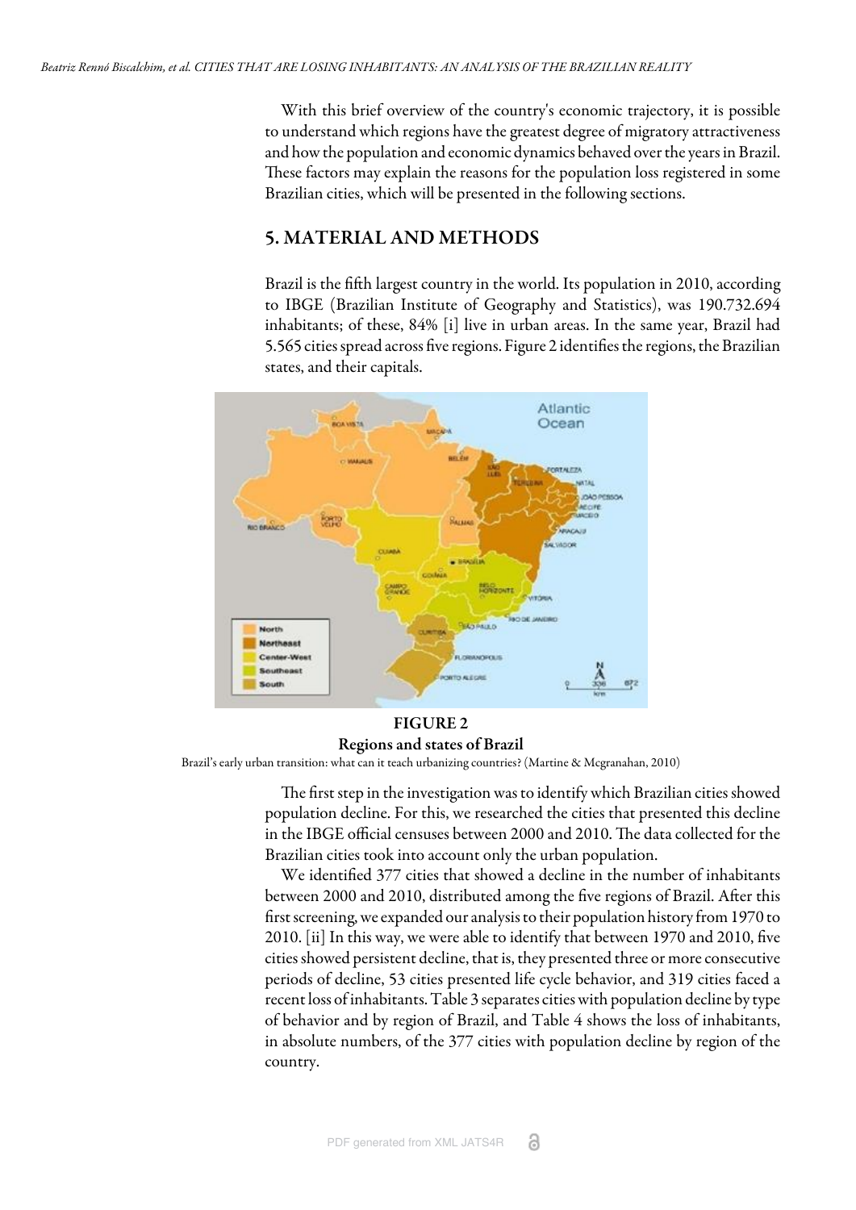With this brief overview of the country's economic trajectory, it is possible to understand which regions have the greatest degree of migratory attractiveness and how the population and economic dynamics behaved over the years in Brazil. These factors may explain the reasons for the population loss registered in some Brazilian cities, which will be presented in the following sections.

## 5. MATERIAL AND METHODS

Brazil is the fifth largest country in the world. Its population in 2010, according to IBGE (Brazilian Institute of Geography and Statistics), was 190.732.694 inhabitants; of these, 84% [i] live in urban areas. In the same year, Brazil had 5.565 cities spread across five regions. Figure 2 identifies the regions, the Brazilian states, and their capitals.

**FIGURE 2**
**Regions and states of Brazil**
Brazil's early urban transition: what can it teach urbanizing countries? (Martine & Mcgranahan, 2010)

The first step in the investigation was to identify which Brazilian cities showed population decline. For this, we researched the cities that presented this decline in the IBGE official censuses between 2000 and 2010. The data collected for the Brazilian cities took into account only the urban population.

We identified 377 cities that showed a decline in the number of inhabitants between 2000 and 2010, distributed among the five regions of Brazil. After this first screening, we expanded our analysis to their population history from 1970 to 2010. [ii] In this way, we were able to identify that between 1970 and 2010, five cities showed persistent decline, that is, they presented three or more consecutive periods of decline, 53 cities presented life cycle behavior, and 319 cities faced a recent loss of inhabitants. Table 3 separates cities with population decline by type of behavior and by region of Brazil, and Table 4 shows the loss of inhabitants, in absolute numbers, of the 377 cities with population decline by region of the country.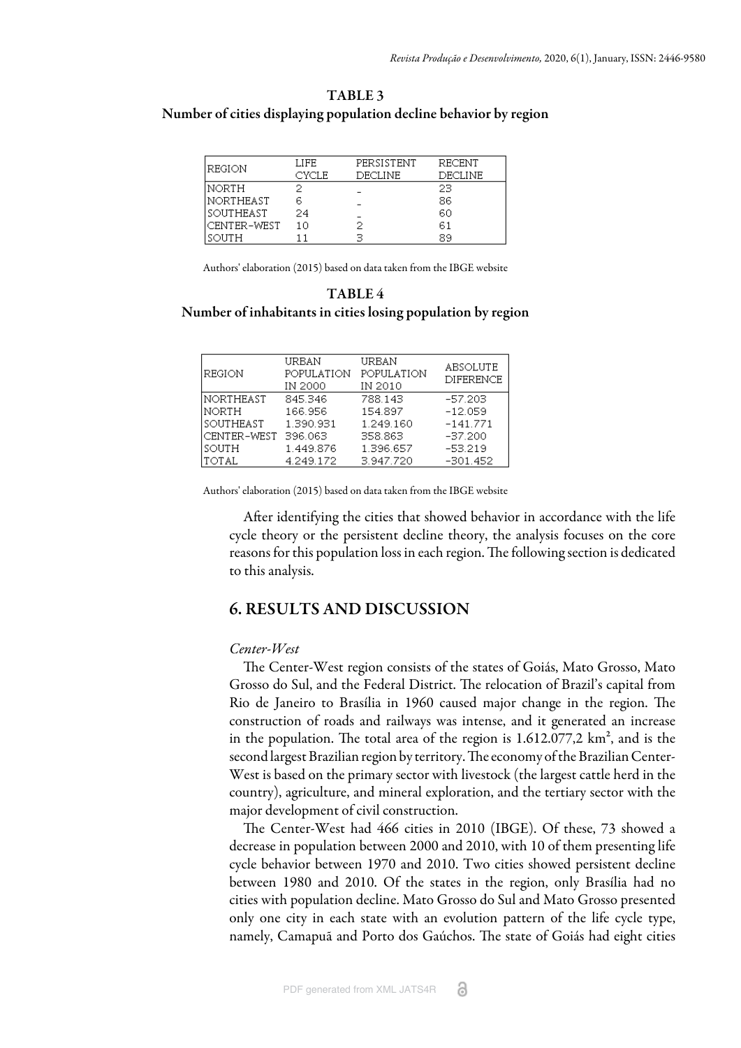**TABLE 3**
**Number of cities displaying population decline behavior by region**

| REGION | LIFE CYCLE | PERSISTENT DECLINE | RECENT DECLINE |
|---|---|---|---|
| NORTH | 2 | _ | 23 |
| NORTHEAST | 6 | _ | 86 |
| SOUTHEAST | 24 | _ | 60 |
| CENTER-WEST | 10 | 2 | 61 |
| SOUTH | 11 | 3 | 89 |

Authors' elaboration (2015) based on data taken from the IBGE website

**TABLE 4**
**Number of inhabitants in cities losing population by region**

| REGION | URBAN POPULATION IN 2000 | URBAN POPULATION IN 2010 | ABSOLUTE DIFERENCE |
|---|---|---|---|
| NORTHEAST | 845.346 | 788.143 | -57.203 |
| NORTH | 166.956 | 154.897 | -12.059 |
| SOUTHEAST | 1.390.931 | 1.249.160 | -141.771 |
| CENTER-WEST | 396.063 | 358.863 | -37.200 |
| SOUTH | 1.449.876 | 1.396.657 | -53.219 |
| TOTAL | 4.249.172 | 3.947.720 | -301.452 |

Authors' elaboration (2015) based on data taken from the IBGE website

After identifying the cities that showed behavior in accordance with the life cycle theory or the persistent decline theory, the analysis focuses on the core reasons for this population loss in each region. The following section is dedicated to this analysis.

## 6. RESULTS AND DISCUSSION

*Center-West*

The Center-West region consists of the states of Goiás, Mato Grosso, Mato Grosso do Sul, and the Federal District. The relocation of Brazil's capital from Rio de Janeiro to Brasília in 1960 caused major change in the region. The construction of roads and railways was intense, and it generated an increase in the population. The total area of the region is 1.612.077,2 km², and is the second largest Brazilian region by territory. The economy of the Brazilian Center-West is based on the primary sector with livestock (the largest cattle herd in the country), agriculture, and mineral exploration, and the tertiary sector with the major development of civil construction.

The Center-West had 466 cities in 2010 (IBGE). Of these, 73 showed a decrease in population between 2000 and 2010, with 10 of them presenting life cycle behavior between 1970 and 2010. Two cities showed persistent decline between 1980 and 2010. Of the states in the region, only Brasília had no cities with population decline. Mato Grosso do Sul and Mato Grosso presented only one city in each state with an evolution pattern of the life cycle type, namely, Camapuã and Porto dos Gaúchos. The state of Goiás had eight cities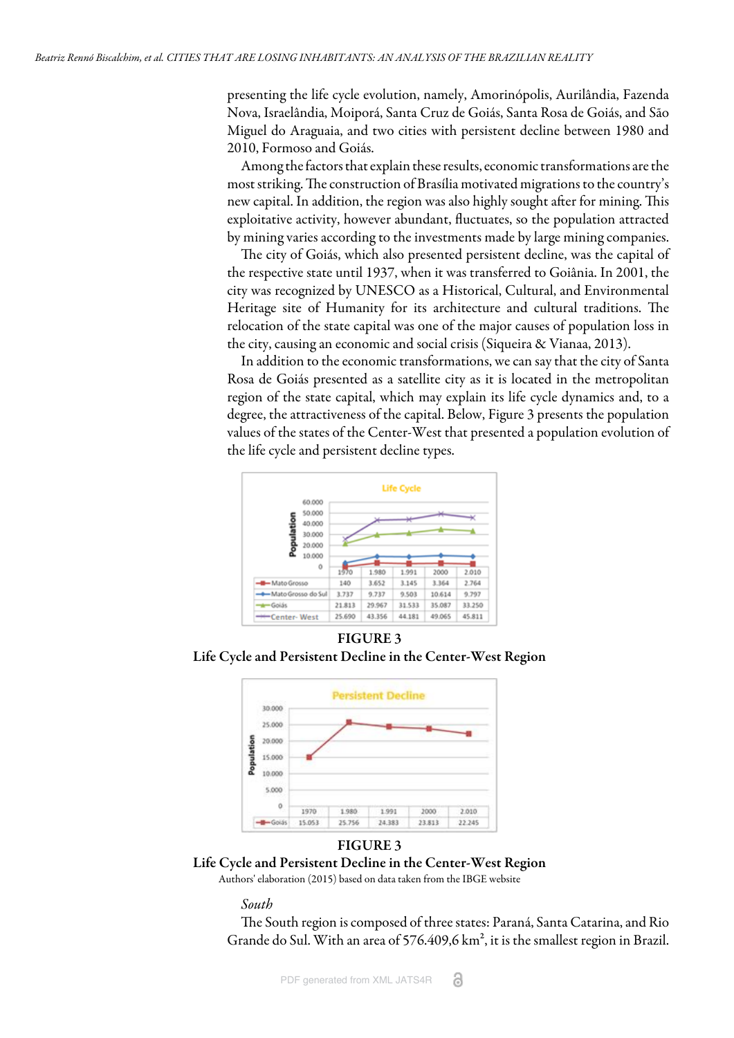presenting the life cycle evolution, namely, Amorinópolis, Aurilândia, Fazenda Nova, Israelândia, Moiporá, Santa Cruz de Goiás, Santa Rosa de Goiás, and São Miguel do Araguaia, and two cities with persistent decline between 1980 and 2010, Formoso and Goiás.

Among the factors that explain these results, economic transformations are the most striking. The construction of Brasília motivated migrations to the country's new capital. In addition, the region was also highly sought after for mining. This exploitative activity, however abundant, fluctuates, so the population attracted by mining varies according to the investments made by large mining companies.

The city of Goiás, which also presented persistent decline, was the capital of the respective state until 1937, when it was transferred to Goiânia. In 2001, the city was recognized by UNESCO as a Historical, Cultural, and Environmental Heritage site of Humanity for its architecture and cultural traditions. The relocation of the state capital was one of the major causes of population loss in the city, causing an economic and social crisis (Siqueira & Vianaa, 2013).

In addition to the economic transformations, we can say that the city of Santa Rosa de Goiás presented as a satellite city as it is located in the metropolitan region of the state capital, which may explain its life cycle dynamics and, to a degree, the attractiveness of the capital. Below, Figure 3 presents the population values of the states of the Center-West that presented a population evolution of the life cycle and persistent decline types.

Life Cycle

| | 1970 | 1.980 | 1.991 | 2000 | 2.010 |
|---|---|---|---|---|---|
| Mato Grosso | 140 | 3.652 | 3.145 | 3.364 | 2.764 |
| Mato Grosso do Sul | 3.737 | 9.737 | 9.503 | 10.614 | 9.797 |
| Goiás | 21.813 | 29.967 | 31.533 | 35.087 | 33.250 |
| Center- West | 25.690 | 43.356 | 44.181 | 49.065 | 45.811 |

**FIGURE 3**
**Life Cycle and Persistent Decline in the Center-West Region**

Persistent Decline

| | 1970 | 1.980 | 1.991 | 2000 | 2.010 |
|---|---|---|---|---|---|
| Goiás | 15.053 | 25.756 | 24.383 | 23.813 | 22.245 |

**FIGURE 3**
**Life Cycle and Persistent Decline in the Center-West Region**
Authors' elaboration (2015) based on data taken from the IBGE website

*South*

The South region is composed of three states: Paraná, Santa Catarina, and Rio Grande do Sul. With an area of 576.409,6 km², it is the smallest region in Brazil.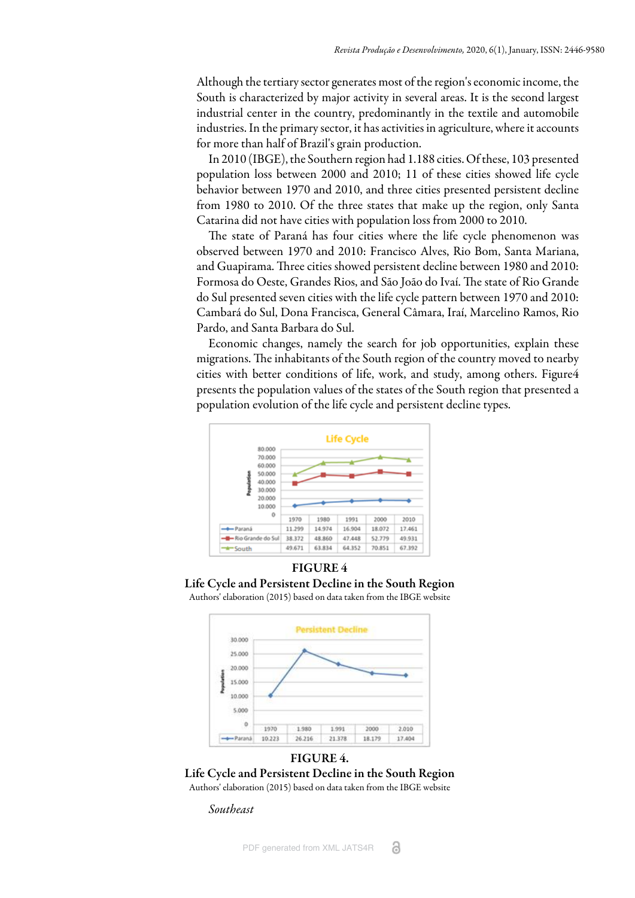Although the tertiary sector generates most of the region's economic income, the South is characterized by major activity in several areas. It is the second largest industrial center in the country, predominantly in the textile and automobile industries. In the primary sector, it has activities in agriculture, where it accounts for more than half of Brazil's grain production.

In 2010 (IBGE), the Southern region had 1.188 cities. Of these, 103 presented population loss between 2000 and 2010; 11 of these cities showed life cycle behavior between 1970 and 2010, and three cities presented persistent decline from 1980 to 2010. Of the three states that make up the region, only Santa Catarina did not have cities with population loss from 2000 to 2010.

The state of Paraná has four cities where the life cycle phenomenon was observed between 1970 and 2010: Francisco Alves, Rio Bom, Santa Mariana, and Guapirama. Three cities showed persistent decline between 1980 and 2010: Formosa do Oeste, Grandes Rios, and São João do Ivaí. The state of Rio Grande do Sul presented seven cities with the life cycle pattern between 1970 and 2010: Cambará do Sul, Dona Francisca, General Câmara, Iraí, Marcelino Ramos, Rio Pardo, and Santa Barbara do Sul.

Economic changes, namely the search for job opportunities, explain these migrations. The inhabitants of the South region of the country moved to nearby cities with better conditions of life, work, and study, among others. Figure4 presents the population values of the states of the South region that presented a population evolution of the life cycle and persistent decline types.

Life Cycle

| | 1970 | 1980 | 1991 | 2000 | 2010 |
|---|---|---|---|---|---|
| Paraná | 11.299 | 14.974 | 16.904 | 18.072 | 17.461 |
| Rio Grande do Sul | 38.372 | 48.860 | 47.448 | 52.779 | 49.931 |
| South | 49.671 | 63.834 | 64.352 | 70.851 | 67.392 |

**FIGURE 4**

**Life Cycle and Persistent Decline in the South Region**

Authors' elaboration (2015) based on data taken from the IBGE website

Persistent Decline

| | 1970 | 1.980 | 1.991 | 2000 | 2.010 |
|---|---|---|---|---|---|
| Paraná | 10.223 | 26.216 | 21.378 | 18.179 | 17.404 |

**FIGURE 4.**

**Life Cycle and Persistent Decline in the South Region**

Authors' elaboration (2015) based on data taken from the IBGE website

*Southeast*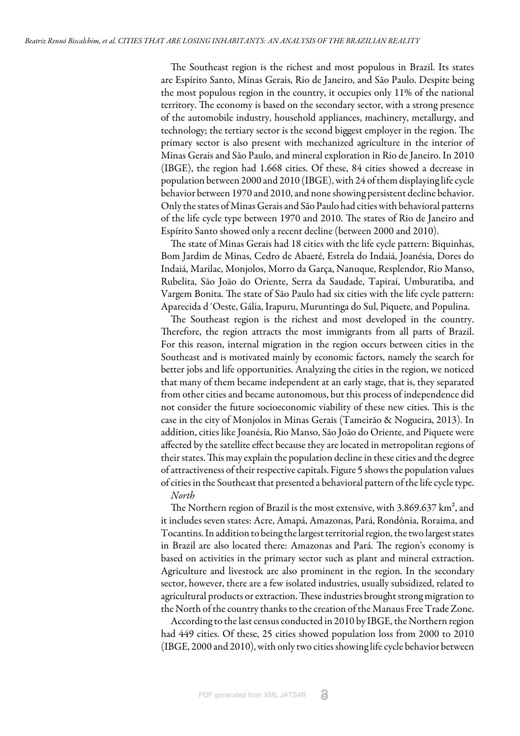The Southeast region is the richest and most populous in Brazil. Its states are Espírito Santo, Minas Gerais, Rio de Janeiro, and São Paulo. Despite being the most populous region in the country, it occupies only 11% of the national territory. The economy is based on the secondary sector, with a strong presence of the automobile industry, household appliances, machinery, metallurgy, and technology; the tertiary sector is the second biggest employer in the region. The primary sector is also present with mechanized agriculture in the interior of Minas Gerais and São Paulo, and mineral exploration in Rio de Janeiro. In 2010 (IBGE), the region had 1.668 cities. Of these, 84 cities showed a decrease in population between 2000 and 2010 (IBGE), with 24 of them displaying life cycle behavior between 1970 and 2010, and none showing persistent decline behavior. Only the states of Minas Gerais and São Paulo had cities with behavioral patterns of the life cycle type between 1970 and 2010. The states of Rio de Janeiro and Espírito Santo showed only a recent decline (between 2000 and 2010).

The state of Minas Gerais had 18 cities with the life cycle pattern: Biquinhas, Bom Jardim de Minas, Cedro de Abaeté, Estrela do Indaiá, Joanésia, Dores do Indaiá, Marilac, Monjolos, Morro da Garça, Nanuque, Resplendor, Rio Manso, Rubelita, São João do Oriente, Serra da Saudade, Tapiraí, Umburatiba, and Vargem Bonita. The state of São Paulo had six cities with the life cycle pattern: Aparecida d´Oeste, Gália, Irapuru, Muruntinga do Sul, Piquete, and Populina.

The Southeast region is the richest and most developed in the country. Therefore, the region attracts the most immigrants from all parts of Brazil. For this reason, internal migration in the region occurs between cities in the Southeast and is motivated mainly by economic factors, namely the search for better jobs and life opportunities. Analyzing the cities in the region, we noticed that many of them became independent at an early stage, that is, they separated from other cities and became autonomous, but this process of independence did not consider the future socioeconomic viability of these new cities. This is the case in the city of Monjolos in Minas Gerais (Tameirão & Nogueira, 2013). In addition, cities like Joanésia, Rio Manso, São João do Oriente, and Piquete were affected by the satellite effect because they are located in metropolitan regions of their states. This may explain the population decline in these cities and the degree of attractiveness of their respective capitals. Figure 5 shows the population values of cities in the Southeast that presented a behavioral pattern of the life cycle type.

*North*

The Northern region of Brazil is the most extensive, with 3.869.637 km², and it includes seven states: Acre, Amapá, Amazonas, Pará, Rondônia, Roraima, and Tocantins. In addition to being the largest territorial region, the two largest states in Brazil are also located there: Amazonas and Pará. The region's economy is based on activities in the primary sector such as plant and mineral extraction. Agriculture and livestock are also prominent in the region. In the secondary sector, however, there are a few isolated industries, usually subsidized, related to agricultural products or extraction. These industries brought strong migration to the North of the country thanks to the creation of the Manaus Free Trade Zone.

According to the last census conducted in 2010 by IBGE, the Northern region had 449 cities. Of these, 25 cities showed population loss from 2000 to 2010 (IBGE, 2000 and 2010), with only two cities showing life cycle behavior between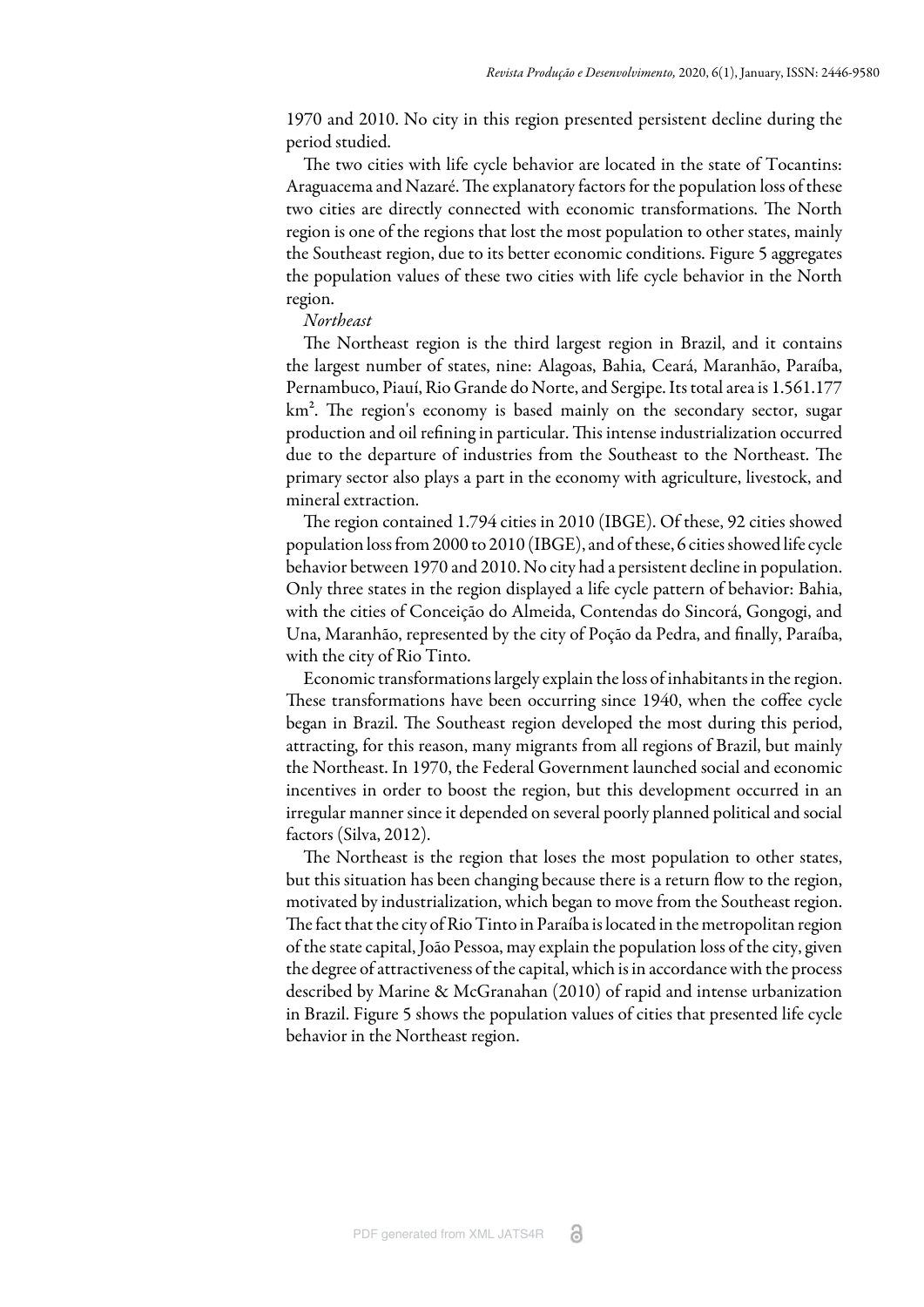1970 and 2010. No city in this region presented persistent decline during the period studied.

The two cities with life cycle behavior are located in the state of Tocantins: Araguacema and Nazaré. The explanatory factors for the population loss of these two cities are directly connected with economic transformations. The North region is one of the regions that lost the most population to other states, mainly the Southeast region, due to its better economic conditions. Figure 5 aggregates the population values of these two cities with life cycle behavior in the North region.

*Northeast*

The Northeast region is the third largest region in Brazil, and it contains the largest number of states, nine: Alagoas, Bahia, Ceará, Maranhão, Paraíba, Pernambuco, Piauí, Rio Grande do Norte, and Sergipe. Its total area is 1.561.177 km². The region's economy is based mainly on the secondary sector, sugar production and oil refining in particular. This intense industrialization occurred due to the departure of industries from the Southeast to the Northeast. The primary sector also plays a part in the economy with agriculture, livestock, and mineral extraction.

The region contained 1.794 cities in 2010 (IBGE). Of these, 92 cities showed population loss from 2000 to 2010 (IBGE), and of these, 6 cities showed life cycle behavior between 1970 and 2010. No city had a persistent decline in population. Only three states in the region displayed a life cycle pattern of behavior: Bahia, with the cities of Conceição do Almeida, Contendas do Sincorá, Gongogi, and Una, Maranhão, represented by the city of Poção da Pedra, and finally, Paraíba, with the city of Rio Tinto.

Economic transformations largely explain the loss of inhabitants in the region. These transformations have been occurring since 1940, when the coffee cycle began in Brazil. The Southeast region developed the most during this period, attracting, for this reason, many migrants from all regions of Brazil, but mainly the Northeast. In 1970, the Federal Government launched social and economic incentives in order to boost the region, but this development occurred in an irregular manner since it depended on several poorly planned political and social factors (Silva, 2012).

The Northeast is the region that loses the most population to other states, but this situation has been changing because there is a return flow to the region, motivated by industrialization, which began to move from the Southeast region. The fact that the city of Rio Tinto in Paraíba is located in the metropolitan region of the state capital, João Pessoa, may explain the population loss of the city, given the degree of attractiveness of the capital, which is in accordance with the process described by Marine & McGranahan (2010) of rapid and intense urbanization in Brazil. Figure 5 shows the population values of cities that presented life cycle behavior in the Northeast region.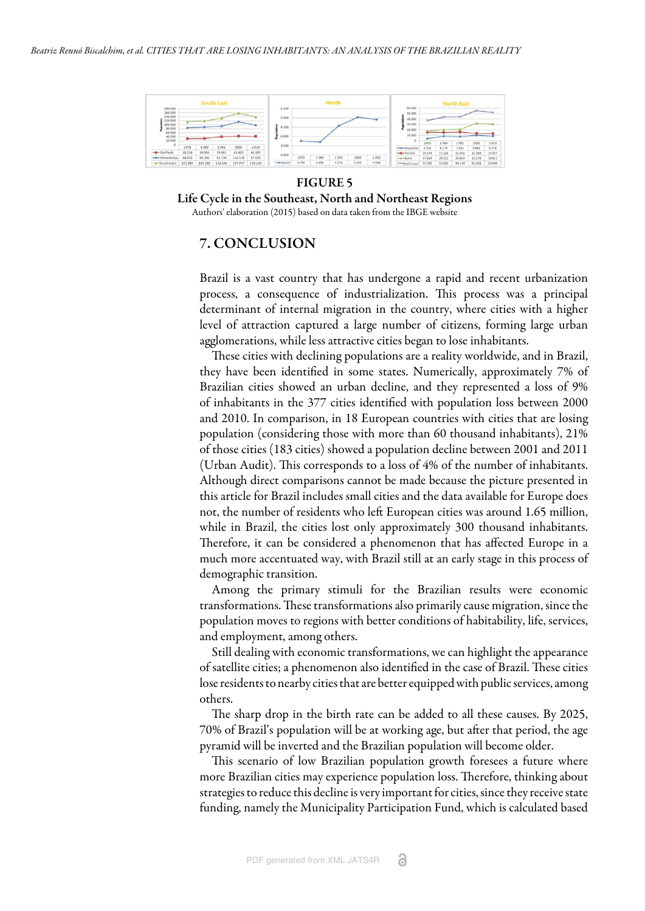**FIGURE 5**
**Life Cycle in the Southeast, North and Northeast Regions**
Authors' elaboration (2015) based on data taken from the IBGE website

## 7. CONCLUSION

Brazil is a vast country that has undergone a rapid and recent urbanization process, a consequence of industrialization. This process was a principal determinant of internal migration in the country, where cities with a higher level of attraction captured a large number of citizens, forming large urban agglomerations, while less attractive cities began to lose inhabitants.

These cities with declining populations are a reality worldwide, and in Brazil, they have been identified in some states. Numerically, approximately 7% of Brazilian cities showed an urban decline, and they represented a loss of 9% of inhabitants in the 377 cities identified with population loss between 2000 and 2010. In comparison, in 18 European countries with cities that are losing population (considering those with more than 60 thousand inhabitants), 21% of those cities (183 cities) showed a population decline between 2001 and 2011 (Urban Audit). This corresponds to a loss of 4% of the number of inhabitants. Although direct comparisons cannot be made because the picture presented in this article for Brazil includes small cities and the data available for Europe does not, the number of residents who left European cities was around 1.65 million, while in Brazil, the cities lost only approximately 300 thousand inhabitants. Therefore, it can be considered a phenomenon that has affected Europe in a much more accentuated way, with Brazil still at an early stage in this process of demographic transition.

Among the primary stimuli for the Brazilian results were economic transformations. These transformations also primarily cause migration, since the population moves to regions with better conditions of habitability, life, services, and employment, among others.

Still dealing with economic transformations, we can highlight the appearance of satellite cities; a phenomenon also identified in the case of Brazil. These cities lose residents to nearby cities that are better equipped with public services, among others.

The sharp drop in the birth rate can be added to all these causes. By 2025, 70% of Brazil's population will be at working age, but after that period, the age pyramid will be inverted and the Brazilian population will become older.

This scenario of low Brazilian population growth foresees a future where more Brazilian cities may experience population loss. Therefore, thinking about strategies to reduce this decline is very important for cities, since they receive state funding, namely the Municipality Participation Fund, which is calculated based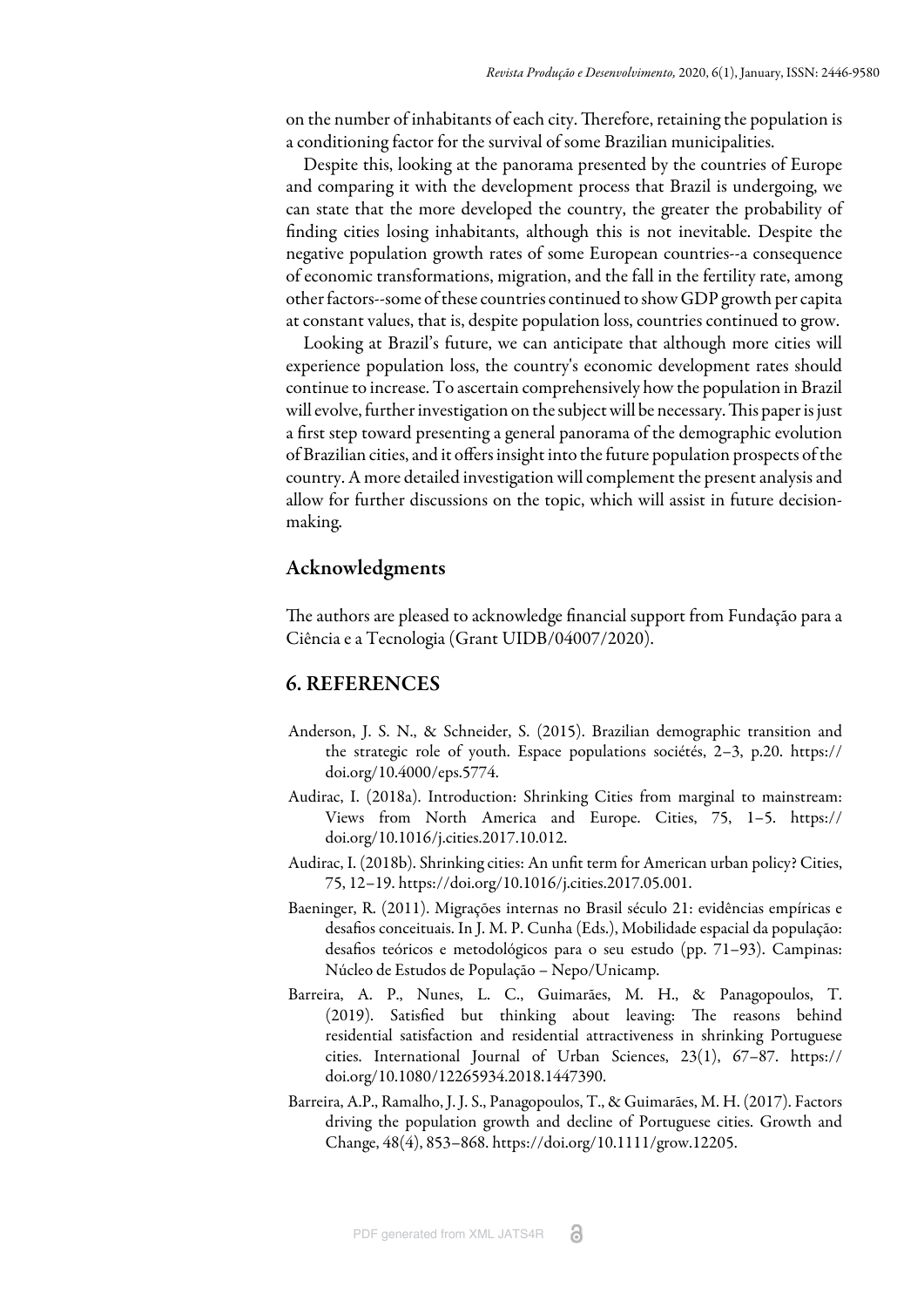on the number of inhabitants of each city. Therefore, retaining the population is a conditioning factor for the survival of some Brazilian municipalities.

Despite this, looking at the panorama presented by the countries of Europe and comparing it with the development process that Brazil is undergoing, we can state that the more developed the country, the greater the probability of finding cities losing inhabitants, although this is not inevitable. Despite the negative population growth rates of some European countries--a consequence of economic transformations, migration, and the fall in the fertility rate, among other factors--some of these countries continued to show GDP growth per capita at constant values, that is, despite population loss, countries continued to grow.

Looking at Brazil's future, we can anticipate that although more cities will experience population loss, the country's economic development rates should continue to increase. To ascertain comprehensively how the population in Brazil will evolve, further investigation on the subject will be necessary. This paper is just a first step toward presenting a general panorama of the demographic evolution of Brazilian cities, and it offers insight into the future population prospects of the country. A more detailed investigation will complement the present analysis and allow for further discussions on the topic, which will assist in future decision-making.

## Acknowledgments

The authors are pleased to acknowledge financial support from Fundação para a Ciência e a Tecnologia (Grant UIDB/04007/2020).

## 6. REFERENCES

Anderson, J. S. N., & Schneider, S. (2015). Brazilian demographic transition and the strategic role of youth. Espace populations sociétés, 2–3, p.20. https://doi.org/10.4000/eps.5774.

Audirac, I. (2018a). Introduction: Shrinking Cities from marginal to mainstream: Views from North America and Europe. Cities, 75, 1–5. https://doi.org/10.1016/j.cities.2017.10.012.

Audirac, I. (2018b). Shrinking cities: An unfit term for American urban policy? Cities, 75, 12–19. https://doi.org/10.1016/j.cities.2017.05.001.

Baeninger, R. (2011). Migrações internas no Brasil século 21: evidências empíricas e desafios conceituais. In J. M. P. Cunha (Eds.), Mobilidade espacial da população: desafios teóricos e metodológicos para o seu estudo (pp. 71–93). Campinas: Núcleo de Estudos de População – Nepo/Unicamp.

Barreira, A. P., Nunes, L. C., Guimarães, M. H., & Panagopoulos, T. (2019). Satisfied but thinking about leaving: The reasons behind residential satisfaction and residential attractiveness in shrinking Portuguese cities. International Journal of Urban Sciences, 23(1), 67–87. https://doi.org/10.1080/12265934.2018.1447390.

Barreira, A.P., Ramalho, J. J. S., Panagopoulos, T., & Guimarães, M. H. (2017). Factors driving the population growth and decline of Portuguese cities. Growth and Change, 48(4), 853–868. https://doi.org/10.1111/grow.12205.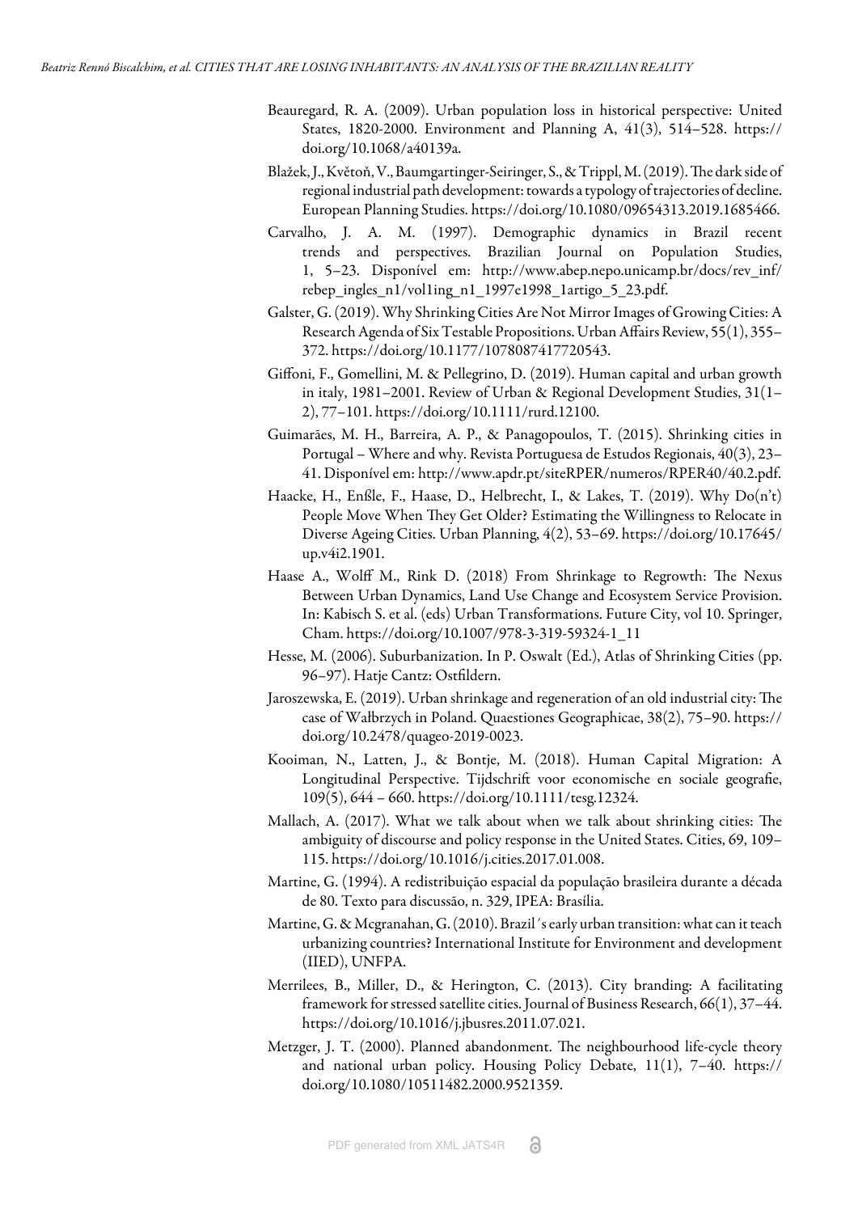Beauregard, R. A. (2009). Urban population loss in historical perspective: United States, 1820-2000. Environment and Planning A, 41(3), 514–528. https://doi.org/10.1068/a40139a.

Blažek, J., Květoň, V., Baumgartinger-Seiringer, S., & Trippl, M. (2019). The dark side of regional industrial path development: towards a typology of trajectories of decline. European Planning Studies. https://doi.org/10.1080/09654313.2019.1685466.

Carvalho, J. A. M. (1997). Demographic dynamics in Brazil recent trends and perspectives. Brazilian Journal on Population Studies, 1, 5–23. Disponível em: http://www.abep.nepo.unicamp.br/docs/rev_inf/rebep_ingles_n1/vol1ing_n1_1997e1998_1artigo_5_23.pdf.

Galster, G. (2019). Why Shrinking Cities Are Not Mirror Images of Growing Cities: A Research Agenda of Six Testable Propositions. Urban Affairs Review, 55(1), 355–372. https://doi.org/10.1177/1078087417720543.

Giffoni, F., Gomellini, M. & Pellegrino, D. (2019). Human capital and urban growth in italy, 1981–2001. Review of Urban & Regional Development Studies, 31(1–2), 77–101. https://doi.org/10.1111/rurd.12100.

Guimarães, M. H., Barreira, A. P., & Panagopoulos, T. (2015). Shrinking cities in Portugal – Where and why. Revista Portuguesa de Estudos Regionais, 40(3), 23–41. Disponível em: http://www.apdr.pt/siteRPER/numeros/RPER40/40.2.pdf.

Haacke, H., Enßle, F., Haase, D., Helbrecht, I., & Lakes, T. (2019). Why Do(n't) People Move When They Get Older? Estimating the Willingness to Relocate in Diverse Ageing Cities. Urban Planning, 4(2), 53–69. https://doi.org/10.17645/up.v4i2.1901.

Haase A., Wolff M., Rink D. (2018) From Shrinkage to Regrowth: The Nexus Between Urban Dynamics, Land Use Change and Ecosystem Service Provision. In: Kabisch S. et al. (eds) Urban Transformations. Future City, vol 10. Springer, Cham. https://doi.org/10.1007/978-3-319-59324-1_11

Hesse, M. (2006). Suburbanization. In P. Oswalt (Ed.), Atlas of Shrinking Cities (pp. 96–97). Hatje Cantz: Ostfildern.

Jaroszewska, E. (2019). Urban shrinkage and regeneration of an old industrial city: The case of Wałbrzych in Poland. Quaestiones Geographicae, 38(2), 75–90. https://doi.org/10.2478/quageo-2019-0023.

Kooiman, N., Latten, J., & Bontje, M. (2018). Human Capital Migration: A Longitudinal Perspective. Tijdschrift voor economische en sociale geografie, 109(5), 644 – 660. https://doi.org/10.1111/tesg.12324.

Mallach, A. (2017). What we talk about when we talk about shrinking cities: The ambiguity of discourse and policy response in the United States. Cities, 69, 109–115. https://doi.org/10.1016/j.cities.2017.01.008.

Martine, G. (1994). A redistribuição espacial da população brasileira durante a década de 80. Texto para discussão, n. 329, IPEA: Brasília.

Martine, G. & Mcgranahan, G. (2010). Brazil´s early urban transition: what can it teach urbanizing countries? International Institute for Environment and development (IIED), UNFPA.

Merrilees, B., Miller, D., & Herington, C. (2013). City branding: A facilitating framework for stressed satellite cities. Journal of Business Research, 66(1), 37–44. https://doi.org/10.1016/j.jbusres.2011.07.021.

Metzger, J. T. (2000). Planned abandonment. The neighbourhood life-cycle theory and national urban policy. Housing Policy Debate, 11(1), 7–40. https://doi.org/10.1080/10511482.2000.9521359.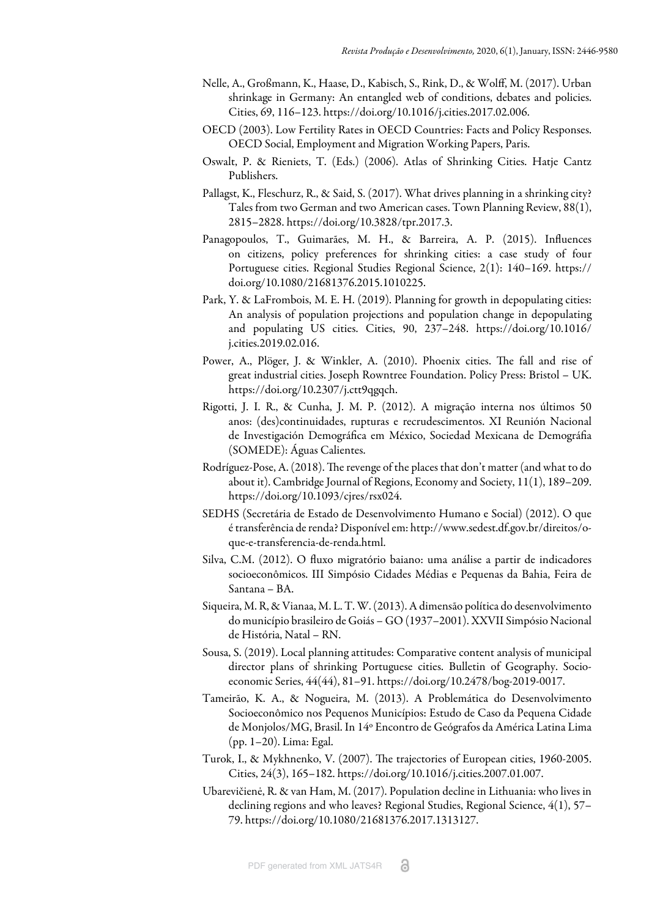Nelle, A., Großmann, K., Haase, D., Kabisch, S., Rink, D., & Wolff, M. (2017). Urban shrinkage in Germany: An entangled web of conditions, debates and policies. Cities, 69, 116–123. https://doi.org/10.1016/j.cities.2017.02.006.

OECD (2003). Low Fertility Rates in OECD Countries: Facts and Policy Responses. OECD Social, Employment and Migration Working Papers, Paris.

Oswalt, P. & Rieniets, T. (Eds.) (2006). Atlas of Shrinking Cities. Hatje Cantz Publishers.

Pallagst, K., Fleschurz, R., & Said, S. (2017). What drives planning in a shrinking city? Tales from two German and two American cases. Town Planning Review, 88(1), 2815–2828. https://doi.org/10.3828/tpr.2017.3.

Panagopoulos, T., Guimarães, M. H., & Barreira, A. P. (2015). Influences on citizens, policy preferences for shrinking cities: a case study of four Portuguese cities. Regional Studies Regional Science, 2(1): 140–169. https://doi.org/10.1080/21681376.2015.1010225.

Park, Y. & LaFrombois, M. E. H. (2019). Planning for growth in depopulating cities: An analysis of population projections and population change in depopulating and populating US cities. Cities, 90, 237–248. https://doi.org/10.1016/j.cities.2019.02.016.

Power, A., Plöger, J. & Winkler, A. (2010). Phoenix cities. The fall and rise of great industrial cities. Joseph Rowntree Foundation. Policy Press: Bristol – UK. https://doi.org/10.2307/j.ctt9qgqch.

Rigotti, J. I. R., & Cunha, J. M. P. (2012). A migração interna nos últimos 50 anos: (des)continuidades, rupturas e recrudescimentos. XI Reunión Nacional de Investigación Demográfica em México, Sociedad Mexicana de Demográfia (SOMEDE): Águas Calientes.

Rodríguez-Pose, A. (2018). The revenge of the places that don't matter (and what to do about it). Cambridge Journal of Regions, Economy and Society, 11(1), 189–209. https://doi.org/10.1093/cjres/rsx024.

SEDHS (Secretária de Estado de Desenvolvimento Humano e Social) (2012). O que é transferência de renda? Disponível em: http://www.sedest.df.gov.br/direitos/o-que-e-transferencia-de-renda.html.

Silva, C.M. (2012). O fluxo migratório baiano: uma análise a partir de indicadores socioeconômicos. III Simpósio Cidades Médias e Pequenas da Bahia, Feira de Santana – BA.

Siqueira, M. R, & Vianaa, M. L. T. W. (2013). A dimensão política do desenvolvimento do município brasileiro de Goiás – GO (1937–2001). XXVII Simpósio Nacional de História, Natal – RN.

Sousa, S. (2019). Local planning attitudes: Comparative content analysis of municipal director plans of shrinking Portuguese cities. Bulletin of Geography. Socio-economic Series, 44(44), 81–91. https://doi.org/10.2478/bog-2019-0017.

Tameirão, K. A., & Nogueira, M. (2013). A Problemática do Desenvolvimento Socioeconômico nos Pequenos Municípios: Estudo de Caso da Pequena Cidade de Monjolos/MG, Brasil. In 14º Encontro de Geógrafos da América Latina Lima (pp. 1–20). Lima: Egal.

Turok, I., & Mykhnenko, V. (2007). The trajectories of European cities, 1960-2005. Cities, 24(3), 165–182. https://doi.org/10.1016/j.cities.2007.01.007.

Ubarevičienė, R. & van Ham, M. (2017). Population decline in Lithuania: who lives in declining regions and who leaves? Regional Studies, Regional Science, 4(1), 57–79. https://doi.org/10.1080/21681376.2017.1313127.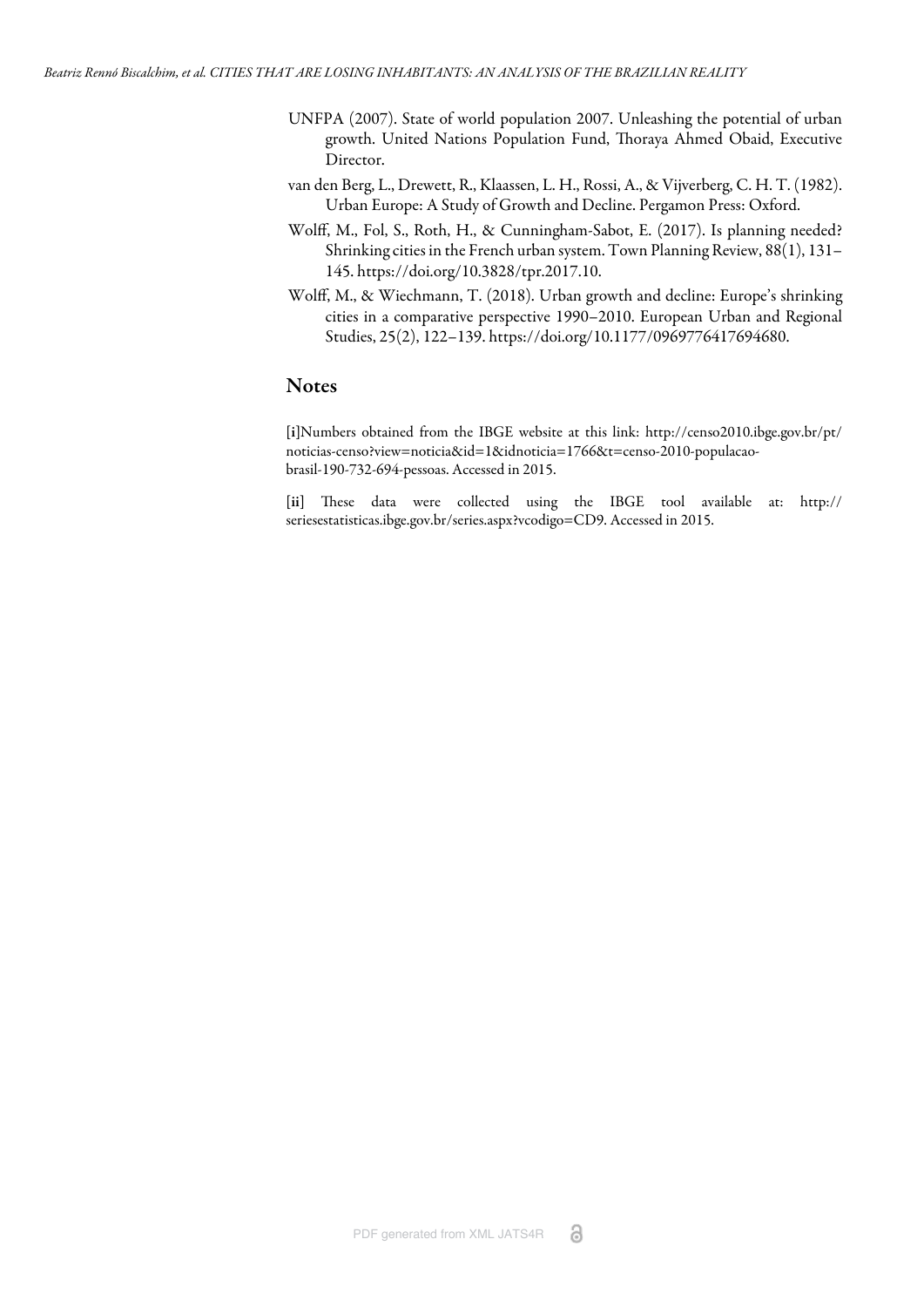UNFPA (2007). State of world population 2007. Unleashing the potential of urban growth. United Nations Population Fund, Thoraya Ahmed Obaid, Executive Director.

van den Berg, L., Drewett, R., Klaassen, L. H., Rossi, A., & Vijverberg, C. H. T. (1982). Urban Europe: A Study of Growth and Decline. Pergamon Press: Oxford.

Wolff, M., Fol, S., Roth, H., & Cunningham-Sabot, E. (2017). Is planning needed? Shrinking cities in the French urban system. Town Planning Review, 88(1), 131–145. https://doi.org/10.3828/tpr.2017.10.

Wolff, M., & Wiechmann, T. (2018). Urban growth and decline: Europe's shrinking cities in a comparative perspective 1990–2010. European Urban and Regional Studies, 25(2), 122–139. https://doi.org/10.1177/0969776417694680.

## Notes

[i]Numbers obtained from the IBGE website at this link: http://censo2010.ibge.gov.br/pt/noticias-censo?view=noticia&id=1&idnoticia=1766&t=censo-2010-populacao-brasil-190-732-694-pessoas. Accessed in 2015.

[ii] These data were collected using the IBGE tool available at: http://seriesestatisticas.ibge.gov.br/series.aspx?vcodigo=CD9. Accessed in 2015.